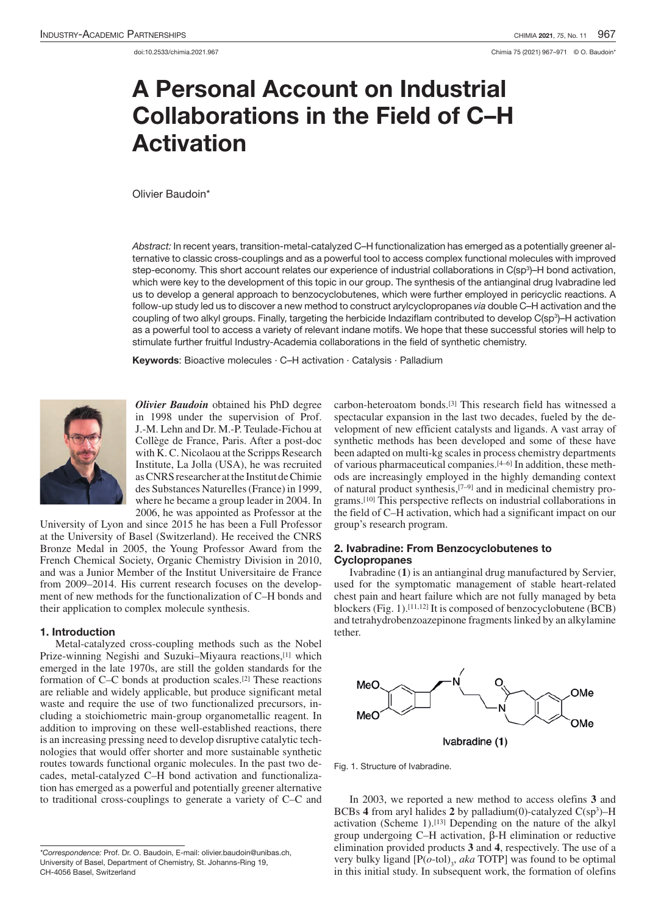doi:10.2533/chimia.2021.967

# A Personal Account on Industrial Collaborations in the Field of C–H Activation

Olivier Baudoin*

*Abstract:* In recent years, transition-metal-catalyzed C–H functionalization has emerged as a potentially greener alternative to classic cross-couplings and as a powerful tool to access complex functional molecules with improved step-economy. This short account relates our experience of industrial collaborations in C(sp$^3$)–H bond activation, which were key to the development of this topic in our group. The synthesis of the antianginal drug Ivabradine led us to develop a general approach to benzocyclobutenes, which were further employed in pericyclic reactions. A follow-up study led us to discover a new method to construct arylcyclopropanes *via* double C–H activation and the coupling of two alkyl groups. Finally, targeting the herbicide Indaziflam contributed to develop C(sp$^3$)–H activation as a powerful tool to access a variety of relevant indane motifs. We hope that these successful stories will help to stimulate further fruitful Industry-Academia collaborations in the field of synthetic chemistry.

**Keywords**: Bioactive molecules · C–H activation · Catalysis · Palladium

***Olivier Baudoin*** obtained his PhD degree in 1998 under the supervision of Prof. J.-M. Lehn and Dr. M.-P. Teulade-Fichou at Collège de France, Paris. After a post-doc with K. C. Nicolaou at the Scripps Research Institute, La Jolla (USA), he was recruited as CNRS researcher at the Institut de Chimie des Substances Naturelles (France) in 1999, where he became a group leader in 2004. In 2006, he was appointed as Professor at the University of Lyon and since 2015 he has been a Full Professor at the University of Basel (Switzerland). He received the CNRS Bronze Medal in 2005, the Young Professor Award from the French Chemical Society, Organic Chemistry Division in 2010, and was a Junior Member of the Institut Universitaire de France from 2009–2014. His current research focuses on the development of new methods for the functionalization of C–H bonds and their application to complex molecule synthesis.

## 1. Introduction

Metal-catalyzed cross-coupling methods such as the Nobel Prize-winning Negishi and Suzuki–Miyaura reactions,[1] which emerged in the late 1970s, are still the golden standards for the formation of C–C bonds at production scales.[2] These reactions are reliable and widely applicable, but produce significant metal waste and require the use of two functionalized precursors, including a stoichiometric main-group organometallic reagent. In addition to improving on these well-established reactions, there is an increasing pressing need to develop disruptive catalytic technologies that would offer shorter and more sustainable synthetic routes towards functional organic molecules. In the past two decades, metal-catalyzed C–H bond activation and functionalization has emerged as a powerful and potentially greener alternative to traditional cross-couplings to generate a variety of C–C and carbon-heteroatom bonds.[3] This research field has witnessed a spectacular expansion in the last two decades, fueled by the development of new efficient catalysts and ligands. A vast array of synthetic methods has been developed and some of these have been adapted on multi-kg scales in process chemistry departments of various pharmaceutical companies.[4–6] In addition, these methods are increasingly employed in the highly demanding context of natural product synthesis,[7–9] and in medicinal chemistry programs.[10] This perspective reflects on industrial collaborations in the field of C–H activation, which had a significant impact on our group's research program.

## 2. Ivabradine: From Benzocyclobutenes to Cyclopropanes

Ivabradine (**1**) is an antianginal drug manufactured by Servier, used for the symptomatic management of stable heart-related chest pain and heart failure which are not fully managed by beta blockers (Fig. 1).[11,12] It is composed of benzocyclobutene (BCB) and tetrahydrobenzoazepinone fragments linked by an alkylamine tether.

Fig. 1. Structure of Ivabradine.

In 2003, we reported a new method to access olefins **3** and BCBs **4** from aryl halides **2** by palladium(0)-catalyzed C(sp$^3$)–H activation (Scheme 1).[13] Depending on the nature of the alkyl group undergoing C–H activation, β-H elimination or reductive elimination provided products **3** and **4**, respectively. The use of a very bulky ligand [P(*o*-tol)$_3$, *aka* TOTP] was found to be optimal in this initial study. In subsequent work, the formation of olefins

*Correspondence: Prof. Dr. O. Baudoin, E-mail: olivier.baudoin@unibas.ch, University of Basel, Department of Chemistry, St. Johanns-Ring 19, CH-4056 Basel, Switzerland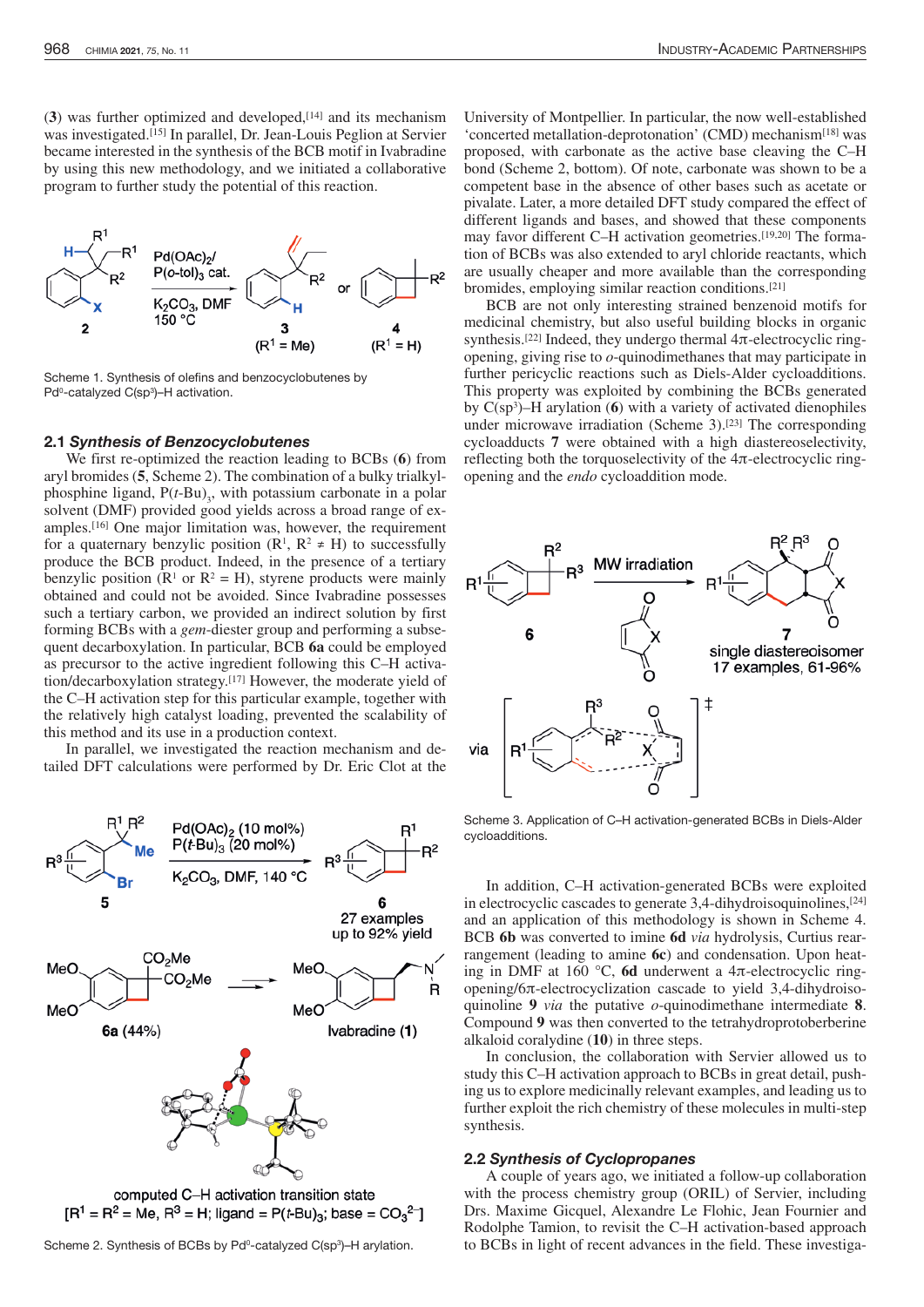(**3**) was further optimized and developed,[14] and its mechanism was investigated.[15] In parallel, Dr. Jean-Louis Peglion at Servier became interested in the synthesis of the BCB motif in Ivabradine by using this new methodology, and we initiated a collaborative program to further study the potential of this reaction.

Scheme 1. Synthesis of olefins and benzocyclobutenes by $Pd^0$-catalyzed $C(sp^3)$–H activation.

### 2.1 *Synthesis of Benzocyclobutenes*

We first re-optimized the reaction leading to BCBs (**6**) from aryl bromides (**5**, Scheme 2). The combination of a bulky trialkylphosphine ligand, $P(t\text{-Bu})_3$, with potassium carbonate in a polar solvent (DMF) provided good yields across a broad range of examples.[16] One major limitation was, however, the requirement for a quaternary benzylic position ($R^1$, $R^2 \neq H$) to successfully produce the BCB product. Indeed, in the presence of a tertiary benzylic position ($R^1$ or $R^2 = H$), styrene products were mainly obtained and could not be avoided. Since Ivabradine possesses such a tertiary carbon, we provided an indirect solution by first forming BCBs with a *gem*-diester group and performing a subsequent decarboxylation. In particular, BCB **6a** could be employed as precursor to the active ingredient following this C–H activation/decarboxylation strategy.[17] However, the moderate yield of the C–H activation step for this particular example, together with the relatively high catalyst loading, prevented the scalability of this method and its use in a production context.

In parallel, we investigated the reaction mechanism and detailed DFT calculations were performed by Dr. Eric Clot at the University of Montpellier. In particular, the now well-established 'concerted metallation-deprotonation' (CMD) mechanism[18] was proposed, with carbonate as the active base cleaving the C–H bond (Scheme 2, bottom). Of note, carbonate was shown to be a competent base in the absence of other bases such as acetate or pivalate. Later, a more detailed DFT study compared the effect of different ligands and bases, and showed that these components may favor different C–H activation geometries.[19,20] The formation of BCBs was also extended to aryl chloride reactants, which are usually cheaper and more available than the corresponding bromides, employing similar reaction conditions.[21]

Scheme 2. Synthesis of BCBs by $Pd^0$-catalyzed $C(sp^3)$–H arylation.

BCB are not only interesting strained benzenoid motifs for medicinal chemistry, but also useful building blocks in organic synthesis.[22] Indeed, they undergo thermal 4π-electrocyclic ring-opening, giving rise to *o*-quinodimethanes that may participate in further pericyclic reactions such as Diels-Alder cycloadditions. This property was exploited by combining the BCBs generated by $C(sp^3)$–H arylation (**6**) with a variety of activated dienophiles under microwave irradiation (Scheme 3).[23] The corresponding cycloadducts **7** were obtained with a high diastereoselectivity, reflecting both the torquoselectivity of the 4π-electrocyclic ring-opening and the *endo* cycloaddition mode.

Scheme 3. Application of C–H activation-generated BCBs in Diels-Alder cycloadditions.

In addition, C–H activation-generated BCBs were exploited in electrocyclic cascades to generate 3,4-dihydroisoquinolines,[24] and an application of this methodology is shown in Scheme 4. BCB **6b** was converted to imine **6d** *via* hydrolysis, Curtius rearrangement (leading to amine **6c**) and condensation. Upon heating in DMF at 160 °C, **6d** underwent a 4π-electrocyclic ring-opening/6π-electrocyclization cascade to yield 3,4-dihydroisoquinoline **9** *via* the putative *o*-quinodimethane intermediate **8**. Compound **9** was then converted to the tetrahydroprotoberberine alkaloid coralydine (**10**) in three steps.

In conclusion, the collaboration with Servier allowed us to study this C–H activation approach to BCBs in great detail, pushing us to explore medicinally relevant examples, and leading us to further exploit the rich chemistry of these molecules in multi-step synthesis.

### 2.2 *Synthesis of Cyclopropanes*

A couple of years ago, we initiated a follow-up collaboration with the process chemistry group (ORIL) of Servier, including Drs. Maxime Gicquel, Alexandre Le Flohic, Jean Fournier and Rodolphe Tamion, to revisit the C–H activation-based approach to BCBs in light of recent advances in the field. These investiga-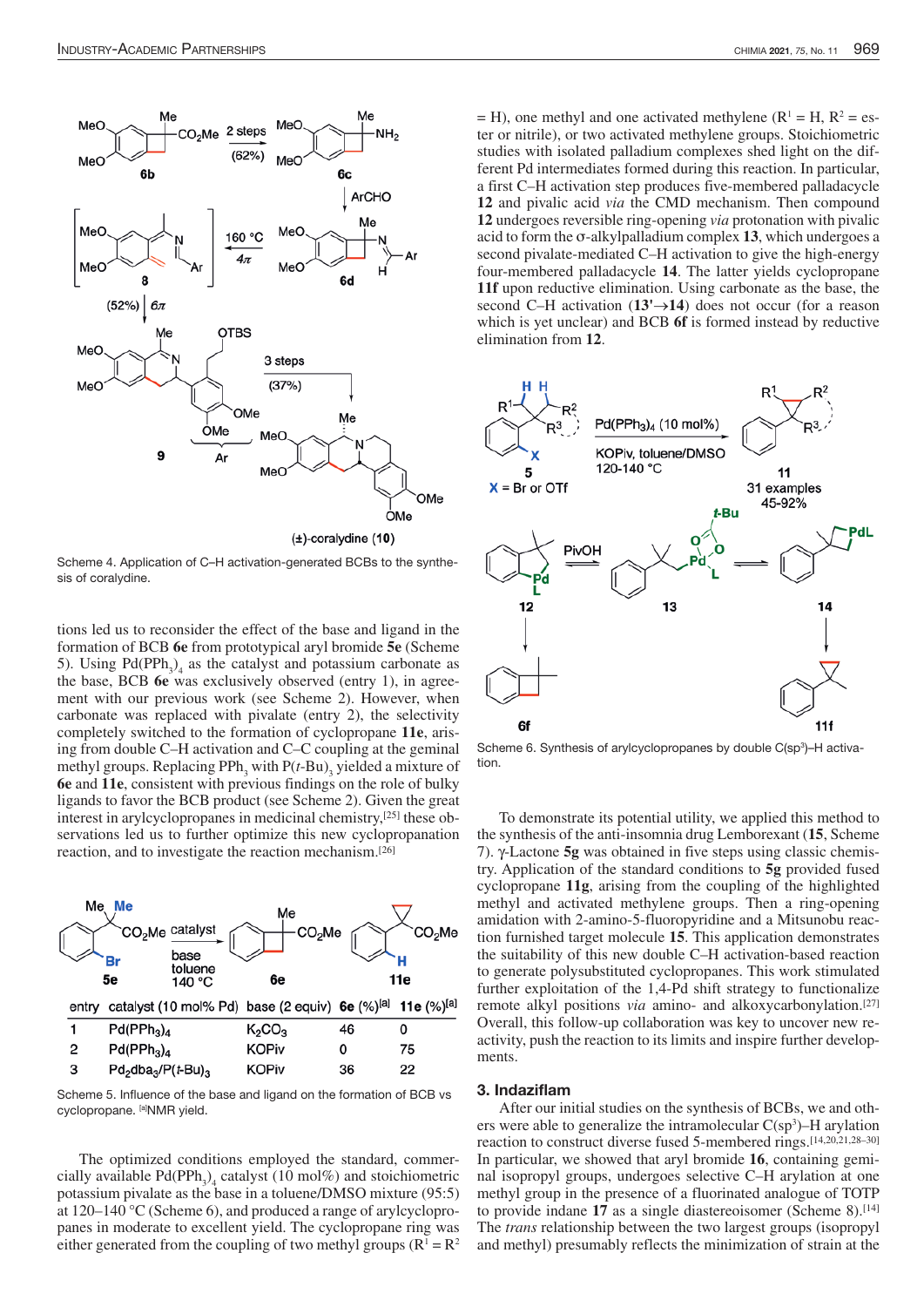Scheme 4. Application of C–H activation-generated BCBs to the synthesis of coralydine.

tions led us to reconsider the effect of the base and ligand in the formation of BCB **6e** from prototypical aryl bromide **5e** (Scheme 5). Using $Pd(PPh_3)_4$ as the catalyst and potassium carbonate as the base, BCB **6e** was exclusively observed (entry 1), in agreement with our previous work (see Scheme 2). However, when carbonate was replaced with pivalate (entry 2), the selectivity completely switched to the formation of cyclopropane **11e**, arising from double C–H activation and C–C coupling at the geminal methyl groups. Replacing $PPh_3$ with $P(t\text{-}Bu)_3$ yielded a mixture of **6e** and **11e**, consistent with previous findings on the role of bulky ligands to favor the BCB product (see Scheme 2). Given the great interest in arylcyclopropanes in medicinal chemistry,[25] these observations led us to further optimize this new cyclopropanation reaction, and to investigate the reaction mechanism.[26]

| entry | catalyst (10 mol% Pd) | base (2 equiv) | **6e** (%)[a] | **11e** (%)[a] |
|---|---|---|---|---|
| 1 | $Pd(PPh_3)_4$ | $K_2CO_3$ | 46 | 0 |
| 2 | $Pd(PPh_3)_4$ | KOPiv | 0 | 75 |
| 3 | $Pd_2dba_3/P(t\text{-}Bu)_3$ | KOPiv | 36 | 22 |

Scheme 5. Influence of the base and ligand on the formation of BCB vs cyclopropane. [a]NMR yield.

The optimized conditions employed the standard, commercially available $Pd(PPh_3)_4$ catalyst (10 mol%) and stoichiometric potassium pivalate as the base in a toluene/DMSO mixture (95:5) at 120–140 °C (Scheme 6), and produced a range of arylcyclopropanes in moderate to excellent yield. The cyclopropane ring was either generated from the coupling of two methyl groups ($R^1 = R^2$ = H), one methyl and one activated methylene ($R^1$ = H, $R^2$ = ester or nitrile), or two activated methylene groups. Stoichiometric studies with isolated palladium complexes shed light on the different Pd intermediates formed during this reaction. In particular, a first C–H activation step produces five-membered palladacycle **12** and pivalic acid *via* the CMD mechanism. Then compound **12** undergoes reversible ring-opening *via* protonation with pivalic acid to form the σ-alkylpalladium complex **13**, which undergoes a second pivalate-mediated C–H activation to give the high-energy four-membered palladacycle **14**. The latter yields cyclopropane **11f** upon reductive elimination. Using carbonate as the base, the second C–H activation (**13'**→**14**) does not occur (for a reason which is yet unclear) and BCB **6f** is formed instead by reductive elimination from **12**.

Scheme 6. Synthesis of arylcyclopropanes by double C(sp³)–H activation.

To demonstrate its potential utility, we applied this method to the synthesis of the anti-insomnia drug Lemborexant (**15**, Scheme 7). γ-Lactone **5g** was obtained in five steps using classic chemistry. Application of the standard conditions to **5g** provided fused cyclopropane **11g**, arising from the coupling of the highlighted methyl and activated methylene groups. Then a ring-opening amidation with 2-amino-5-fluoropyridine and a Mitsunobu reaction furnished target molecule **15**. This application demonstrates the suitability of this new double C–H activation-based reaction to generate polysubstituted cyclopropanes. This work stimulated further exploitation of the 1,4-Pd shift strategy to functionalize remote alkyl positions *via* amino- and alkoxycarbonylation.[27] Overall, this follow-up collaboration was key to uncover new reactivity, push the reaction to its limits and inspire further developments.

## 3. Indaziflam

After our initial studies on the synthesis of BCBs, we and others were able to generalize the intramolecular C(sp³)–H arylation reaction to construct diverse fused 5-membered rings.[14,20,21,28–30] In particular, we showed that aryl bromide **16**, containing geminal isopropyl groups, undergoes selective C–H arylation at one methyl group in the presence of a fluorinated analogue of TOTP to provide indane **17** as a single diastereoisomer (Scheme 8).[14] The *trans* relationship between the two largest groups (isopropyl and methyl) presumably reflects the minimization of strain at the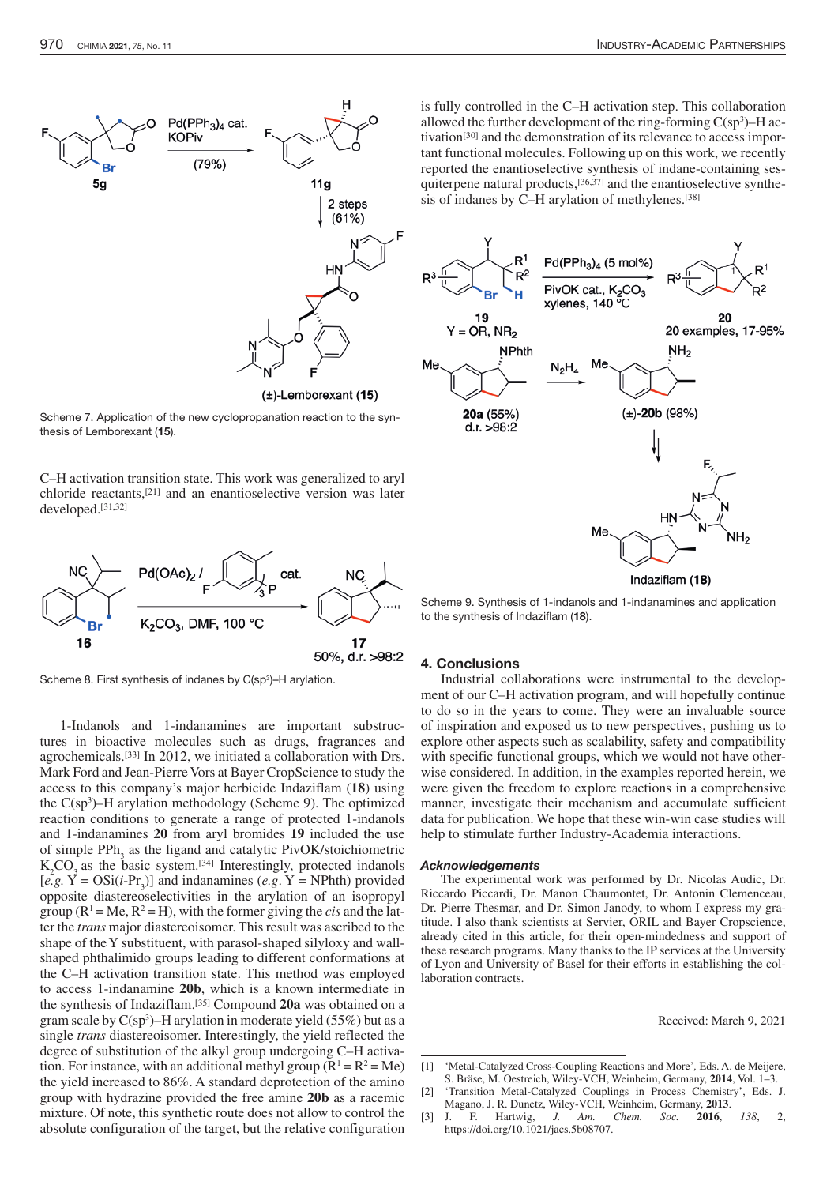Scheme 7. Application of the new cyclopropanation reaction to the synthesis of Lemborexant (**15**).

C–H activation transition state. This work was generalized to aryl chloride reactants,[21] and an enantioselective version was later developed.[31,32]

Scheme 8. First synthesis of indanes by C(sp$^3$)–H arylation.

1-Indanols and 1-indanamines are important substructures in bioactive molecules such as drugs, fragrances and agrochemicals.[33] In 2012, we initiated a collaboration with Drs. Mark Ford and Jean-Pierre Vors at Bayer CropScience to study the access to this company's major herbicide Indaziflam (**18**) using the C(sp$^3$)–H arylation methodology (Scheme 9). The optimized reaction conditions to generate a range of protected 1-indanols and 1-indanamines **20** from aryl bromides **19** included the use of simple $PPh_3$ as the ligand and catalytic PivOK/stoichiometric $K_2CO_3$ as the basic system.[34] Interestingly, protected indanols [*e.g.* Y = OSi(*i*-Pr$_3$)] and indanamines (*e.g.* Y = NPhth) provided opposite diastereoselectivities in the arylation of an isopropyl group ($R^1$ = Me, $R^2$ = H), with the former giving the *cis* and the latter the *trans* major diastereoisomer. This result was ascribed to the shape of the Y substituent, with parasol-shaped silyloxy and wall-shaped phthalimido groups leading to different conformations at the C–H activation transition state. This method was employed to access 1-indanamine **20b**, which is a known intermediate in the synthesis of Indaziflam.[35] Compound **20a** was obtained on a gram scale by C(sp$^3$)–H arylation in moderate yield (55%) but as a single *trans* diastereoisomer. Interestingly, the yield reflected the degree of substitution of the alkyl group undergoing C–H activation. For instance, with an additional methyl group ($R^1$ = $R^2$ = Me) the yield increased to 86%. A standard deprotection of the amino group with hydrazine provided the free amine **20b** as a racemic mixture. Of note, this synthetic route does not allow to control the absolute configuration of the target, but the relative configuration is fully controlled in the C–H activation step. This collaboration allowed the further development of the ring-forming C(sp$^3$)–H activation[30] and the demonstration of its relevance to access important functional molecules. Following up on this work, we recently reported the enantioselective synthesis of indane-containing sesquiterpene natural products,[36,37] and the enantioselective synthesis of indanes by C–H arylation of methylenes.[38]

Scheme 9. Synthesis of 1-indanols and 1-indanamines and application to the synthesis of Indaziflam (**18**).

## 4. Conclusions

Industrial collaborations were instrumental to the development of our C–H activation program, and will hopefully continue to do so in the years to come. They were an invaluable source of inspiration and exposed us to new perspectives, pushing us to explore other aspects such as scalability, safety and compatibility with specific functional groups, which we would not have otherwise considered. In addition, in the examples reported herein, we were given the freedom to explore reactions in a comprehensive manner, investigate their mechanism and accumulate sufficient data for publication. We hope that these win-win case studies will help to stimulate further Industry-Academia interactions.

### *Acknowledgements*

The experimental work was performed by Dr. Nicolas Audic, Dr. Riccardo Piccardi, Dr. Manon Chaumontet, Dr. Antonin Clemenceau, Dr. Pierre Thesmar, and Dr. Simon Janody, to whom I express my gratitude. I also thank scientists at Servier, ORIL and Bayer Cropscience, already cited in this article, for their open-mindedness and support of these research programs. Many thanks to the IP services at the University of Lyon and University of Basel for their efforts in establishing the collaboration contracts.

Received: March 9, 2021

[1] 'Metal-Catalyzed Cross-Coupling Reactions and More', Eds. A. de Meijere, S. Bräse, M. Oestreich, Wiley-VCH, Weinheim, Germany, **2014**, Vol. 1–3.
[2] 'Transition Metal-Catalyzed Couplings in Process Chemistry', Eds. J. Magano, J. R. Dunetz, Wiley-VCH, Weinheim, Germany, **2013**.
[3] J. F. Hartwig, *J. Am. Chem. Soc.* **2016**, *138*, 2, https://doi.org/10.1021/jacs.5b08707.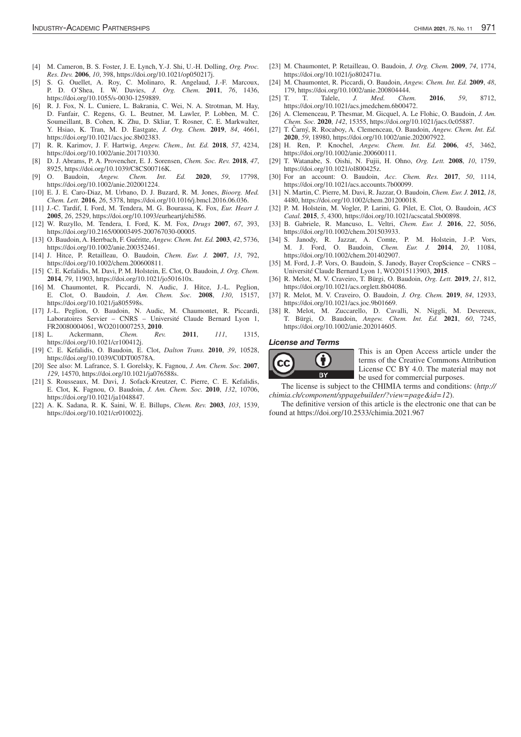[4] M. Cameron, B. S. Foster, J. E. Lynch, Y.-J. Shi, U.-H. Dolling, *Org. Proc. Res. Dev.* **2006**, *10*, 398, https://doi.org/10.1021/op050217j.

[5] S. G. Ouellet, A. Roy, C. Molinaro, R. Angelaud, J.-F. Marcoux, P. D. O'Shea, I. W. Davies, *J. Org. Chem.* **2011**, *76*, 1436, https://doi.org/10.1055/s-0030-1259889.

[6] R. J. Fox, N. L. Cuniere, L. Bakrania, C. Wei, N. A. Strotman, M. Hay, D. Fanfair, C. Regens, G. L. Beutner, M. Lawler, P. Lobben, M. C. Soumeillant, B. Cohen, K. Zhu, D. Skliar, T. Rosner, C. E. Markwalter, Y. Hsiao, K. Tran, M. D. Eastgate, *J. Org. Chem.* **2019**, *84*, 4661, https://doi.org/10.1021/acs.joc.8b02383.

[7] R. R. Karimov, J. F. Hartwig, *Angew. Chem., Int. Ed.* **2018**, *57*, 4234, https://doi.org/10.1002/anie.201710330.

[8] D. J. Abrams, P. A. Provencher, E. J. Sorensen, *Chem. Soc. Rev.* **2018**, *47*, 8925, https://doi.org/10.1039/C8CS00716K.

[9] O. Baudoin, *Angew. Chem. Int. Ed.* **2020**, *59*, 17798, https://doi.org/10.1002/anie.202001224.

[10] E. J. E. Caro-Diaz, M. Urbano, D. J. Buzard, R. M. Jones, *Bioorg. Med. Chem. Lett.* **2016**, *26*, 5378, https://doi.org/10.1016/j.bmcl.2016.06.036.

[11] J.-C. Tardif, I. Ford, M. Tendera, M. G. Bourassa, K. Fox, *Eur. Heart J.* **2005**, *26*, 2529, https://doi.org/10.1093/eurheartj/ehi586.

[12] W. Ruzyllo, M. Tendera, I. Ford, K. M. Fox, *Drugs* **2007**, *67*, 393, https://doi.org/10.2165/00003495-200767030-00005.

[13] O. Baudoin, A. Herrbach, F. Guéritte, *Angew. Chem. Int. Ed.* **2003**, *42*, 5736, https://doi.org/10.1002/anie.200352461.

[14] J. Hitce, P. Retailleau, O. Baudoin, *Chem. Eur. J.* **2007**, *13*, 792, https://doi.org/10.1002/chem.200600811.

[15] C. E. Kefalidis, M. Davi, P. M. Holstein, E. Clot, O. Baudoin, *J. Org. Chem.* **2014**, *79*, 11903, https://doi.org/10.1021/jo501610x.

[16] M. Chaumontet, R. Piccardi, N. Audic, J. Hitce, J.-L. Peglion, E. Clot, O. Baudoin, *J. Am. Chem. Soc.* **2008**, *130*, 15157, https://doi.org/10.1021/ja805598s.

[17] J.-L. Peglion, O. Baudoin, N. Audic, M. Chaumontet, R. Piccardi, Laboratoires Servier – CNRS – Université Claude Bernard Lyon 1, FR20080004061, WO2010007253, **2010**.

[18] L. Ackermann, *Chem. Rev.* **2011**, *111*, 1315, https://doi.org/10.1021/cr100412j.

[19] C. E. Kefalidis, O. Baudoin, E. Clot, *Dalton Trans.* **2010**, *39*, 10528, https://doi.org/10.1039/C0DT00578A.

[20] See also: M. Lafrance, S. I. Gorelsky, K. Fagnou, *J. Am. Chem. Soc.* **2007**, *129*, 14570, https://doi.org/10.1021/ja076588s.

[21] S. Rousseaux, M. Davi, J. Sofack-Kreutzer, C. Pierre, C. E. Kefalidis, E. Clot, K. Fagnou, O. Baudoin, *J. Am. Chem. Soc.* **2010**, *132*, 10706, https://doi.org/10.1021/ja1048847.

[22] A. K. Sadana, R. K. Saini, W. E. Billups, *Chem. Rev.* **2003**, *103*, 1539, https://doi.org/10.1021/cr010022j.

[23] M. Chaumontet, P. Retailleau, O. Baudoin, *J. Org. Chem.* **2009**, *74*, 1774, https://doi.org/10.1021/jo802471u.

[24] M. Chaumontet, R. Piccardi, O. Baudoin, *Angew. Chem. Int. Ed.* **2009**, *48*, 179, https://doi.org/10.1002/anie.200804444.

[25] T. T. Talele, *J. Med. Chem.* **2016**, *59*, 8712, https://doi.org/10.1021/acs.jmedchem.6b00472.

[26] A. Clemenceau, P. Thesmar, M. Gicquel, A. Le Flohic, O. Baudoin, *J. Am. Chem. Soc.* **2020**, *142*, 15355, https://doi.org/10.1021/jacs.0c05887.

[27] T. Čarný, R. Rocaboy, A. Clemenceau, O. Baudoin, *Angew. Chem. Int. Ed.* **2020**, *59*, 18980, https://doi.org/10.1002/anie.202007922.

[28] H. Ren, P. Knochel, *Angew. Chem. Int. Ed.* **2006**, *45*, 3462, https://doi.org/10.1002/anie.200600111.

[29] T. Watanabe, S. Oishi, N. Fujii, H. Ohno, *Org. Lett.* **2008**, *10*, 1759, https://doi.org/10.1021/ol800425z.

[30] For an account: O. Baudoin, *Acc. Chem. Res.* **2017**, *50*, 1114, https://doi.org/10.1021/acs.accounts.7b00099.

[31] N. Martin, C. Pierre, M. Davi, R. Jazzar, O. Baudoin, *Chem. Eur. J.* **2012**, *18*, 4480, https://doi.org/10.1002/chem.201200018.

[32] P. M. Holstein, M. Vogler, P. Larini, G. Pilet, E. Clot, O. Baudoin, *ACS Catal.* **2015**, *5*, 4300, https://doi.org/10.1021/acscatal.5b00898.

[33] B. Gabriele, R. Mancuso, L. Veltri, *Chem. Eur. J.* **2016**, *22*, 5056, https://doi.org/10.1002/chem.201503933.

[34] S. Janody, R. Jazzar, A. Comte, P. M. Holstein, J.-P. Vors, M. J. Ford, O. Baudoin, *Chem. Eur. J.* **2014**, *20*, 11084, https://doi.org/10.1002/chem.201402907.

[35] M. Ford, J.-P. Vors, O. Baudoin, S. Janody, Bayer CropScience – CNRS – Université Claude Bernard Lyon 1, WO2015113903, **2015**.

[36] R. Melot, M. V. Craveiro, T. Bürgi, O. Baudoin, *Org. Lett.* **2019**, *21*, 812, https://doi.org/10.1021/acs.orglett.8b04086.

[37] R. Melot, M. V. Craveiro, O. Baudoin, *J. Org. Chem.* **2019**, *84*, 12933, https://doi.org/10.1021/acs.joc.9b01669.

[38] R. Melot, M. Zuccarello, D. Cavalli, N. Niggli, M. Devereux, T. Bürgi, O. Baudoin, *Angew. Chem. Int. Ed.* **2021**, *60*, 7245, https://doi.org/10.1002/anie.202014605.

### License and Terms

This is an Open Access article under the terms of the Creative Commons Attribution License CC BY 4.0. The material may not be used for commercial purposes.

The license is subject to the CHIMIA terms and conditions: (*http://chimia.ch/component/sppagebuilder/?view=page&id=12*).

The definitive version of this article is the electronic one that can be found at https://doi.org/10.2533/chimia.2021.967